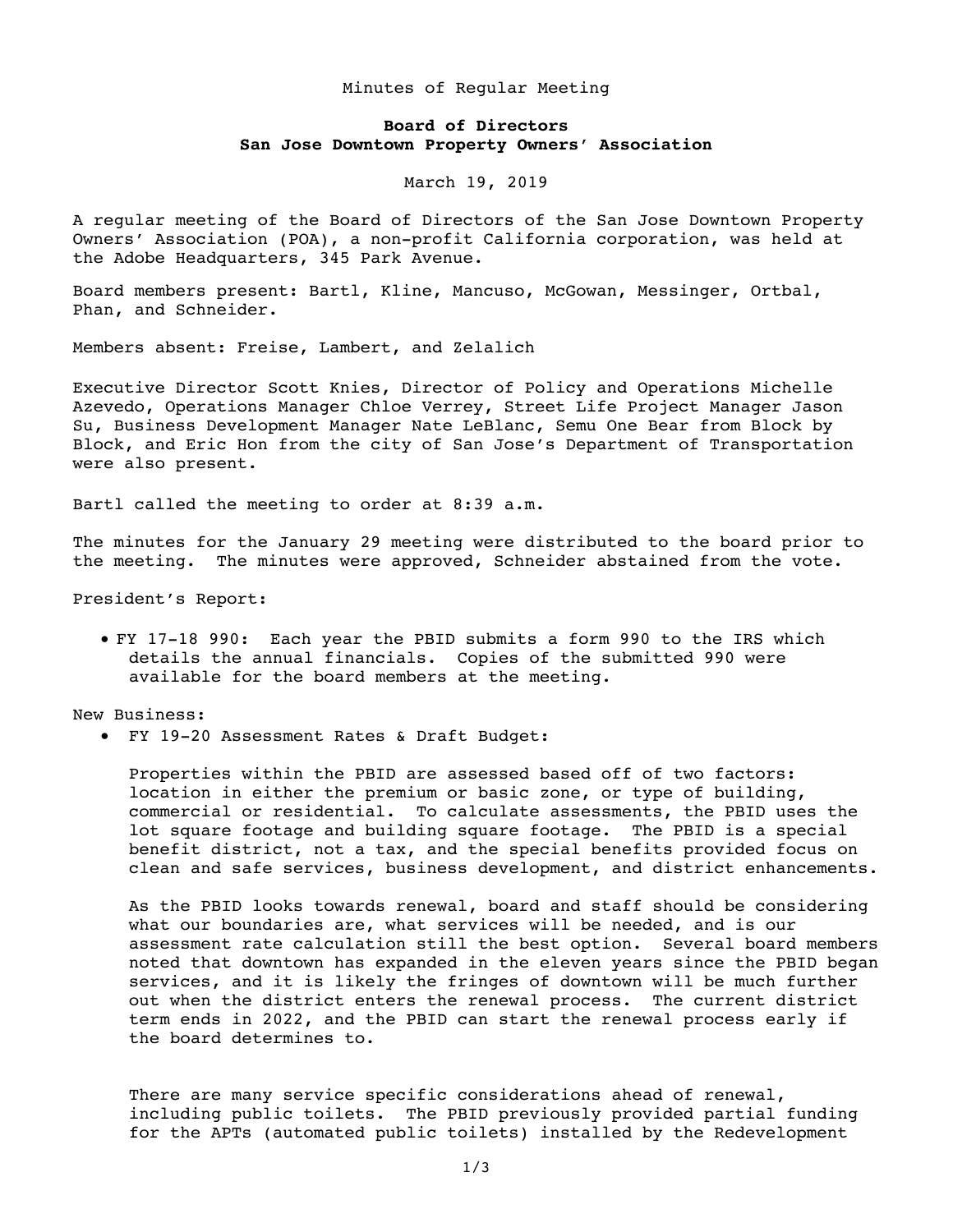Minutes of Regular Meeting

**Board of Directors**
**San Jose Downtown Property Owners' Association**

March 19, 2019

A regular meeting of the Board of Directors of the San Jose Downtown Property Owners' Association (POA), a non-profit California corporation, was held at the Adobe Headquarters, 345 Park Avenue.

Board members present: Bartl, Kline, Mancuso, McGowan, Messinger, Ortbal, Phan, and Schneider.

Members absent: Freise, Lambert, and Zelalich

Executive Director Scott Knies, Director of Policy and Operations Michelle Azevedo, Operations Manager Chloe Verrey, Street Life Project Manager Jason Su, Business Development Manager Nate LeBlanc, Semu One Bear from Block by Block, and Eric Hon from the city of San Jose's Department of Transportation were also present.

Bartl called the meeting to order at 8:39 a.m.

The minutes for the January 29 meeting were distributed to the board prior to the meeting. The minutes were approved, Schneider abstained from the vote.

President's Report:

- FY 17-18 990: Each year the PBID submits a form 990 to the IRS which details the annual financials. Copies of the submitted 990 were available for the board members at the meeting.

New Business:

- FY 19-20 Assessment Rates & Draft Budget:

  Properties within the PBID are assessed based off of two factors: location in either the premium or basic zone, or type of building, commercial or residential. To calculate assessments, the PBID uses the lot square footage and building square footage. The PBID is a special benefit district, not a tax, and the special benefits provided focus on clean and safe services, business development, and district enhancements.

  As the PBID looks towards renewal, board and staff should be considering what our boundaries are, what services will be needed, and is our assessment rate calculation still the best option. Several board members noted that downtown has expanded in the eleven years since the PBID began services, and it is likely the fringes of downtown will be much further out when the district enters the renewal process. The current district term ends in 2022, and the PBID can start the renewal process early if the board determines to.

  There are many service specific considerations ahead of renewal, including public toilets. The PBID previously provided partial funding for the APTs (automated public toilets) installed by the Redevelopment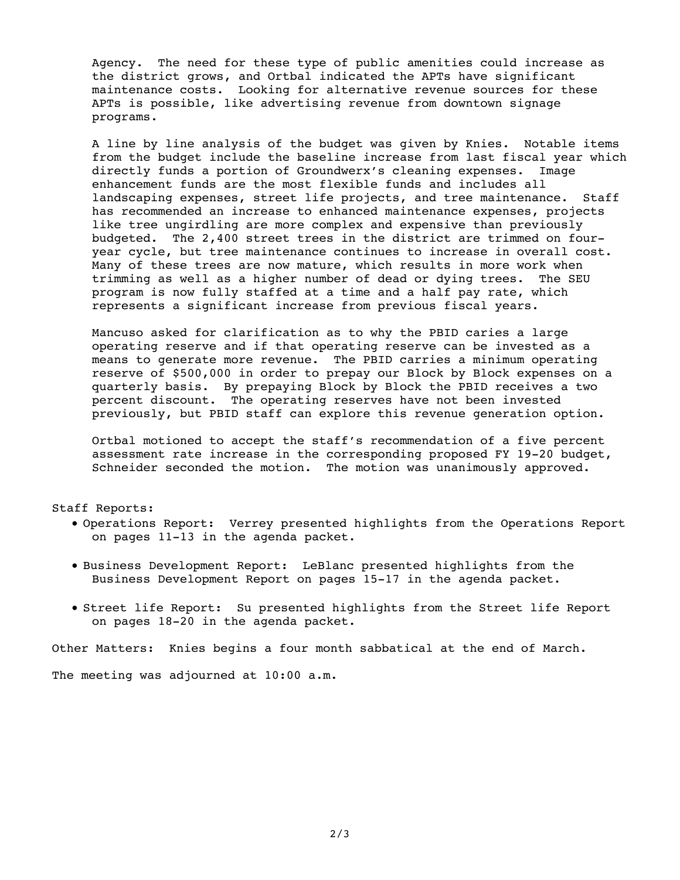Agency. The need for these type of public amenities could increase as the district grows, and Ortbal indicated the APTs have significant maintenance costs. Looking for alternative revenue sources for these APTs is possible, like advertising revenue from downtown signage programs.

A line by line analysis of the budget was given by Knies. Notable items from the budget include the baseline increase from last fiscal year which directly funds a portion of Groundwerx's cleaning expenses. Image enhancement funds are the most flexible funds and includes all landscaping expenses, street life projects, and tree maintenance. Staff has recommended an increase to enhanced maintenance expenses, projects like tree ungirdling are more complex and expensive than previously budgeted. The 2,400 street trees in the district are trimmed on four-year cycle, but tree maintenance continues to increase in overall cost. Many of these trees are now mature, which results in more work when trimming as well as a higher number of dead or dying trees. The SEU program is now fully staffed at a time and a half pay rate, which represents a significant increase from previous fiscal years.

Mancuso asked for clarification as to why the PBID caries a large operating reserve and if that operating reserve can be invested as a means to generate more revenue. The PBID carries a minimum operating reserve of $500,000 in order to prepay our Block by Block expenses on a quarterly basis. By prepaying Block by Block the PBID receives a two percent discount. The operating reserves have not been invested previously, but PBID staff can explore this revenue generation option.

Ortbal motioned to accept the staff's recommendation of a five percent assessment rate increase in the corresponding proposed FY 19-20 budget, Schneider seconded the motion. The motion was unanimously approved.

Staff Reports:

- Operations Report: Verrey presented highlights from the Operations Report on pages 11-13 in the agenda packet.
- Business Development Report: LeBlanc presented highlights from the Business Development Report on pages 15-17 in the agenda packet.
- Street life Report: Su presented highlights from the Street life Report on pages 18-20 in the agenda packet.

Other Matters: Knies begins a four month sabbatical at the end of March.

The meeting was adjourned at 10:00 a.m.